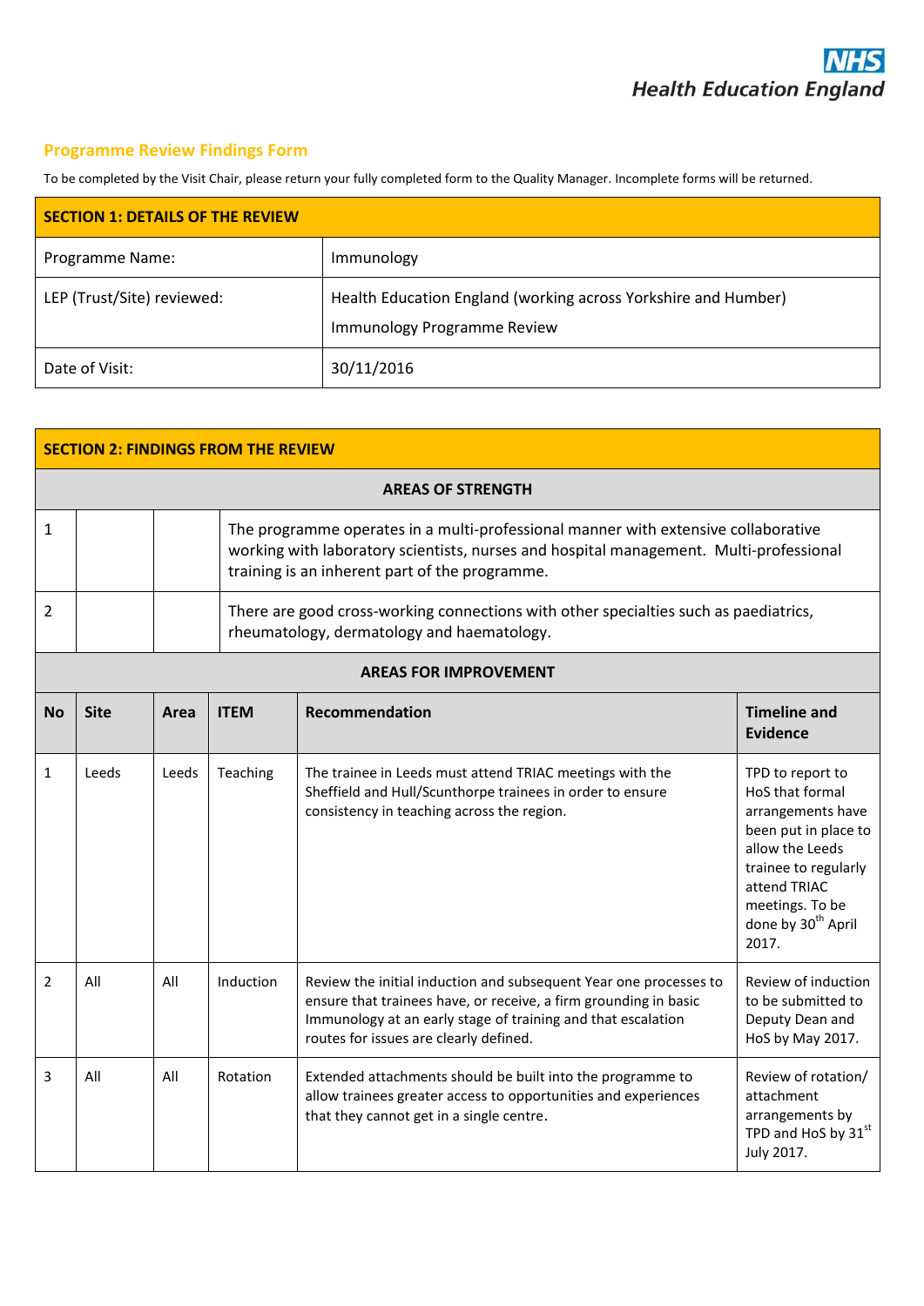NHS
Health Education England

## Programme Review Findings Form

To be completed by the Visit Chair, please return your fully completed form to the Quality Manager. Incomplete forms will be returned.

| SECTION 1: DETAILS OF THE REVIEW | |
|---|---|
| Programme Name: | Immunology |
| LEP (Trust/Site) reviewed: | Health Education England (working across Yorkshire and Humber)<br>Immunology Programme Review |
| Date of Visit: | 30/11/2016 |

**SECTION 2: FINDINGS FROM THE REVIEW**

**AREAS OF STRENGTH**

| | | | |
|---|---|---|---|
| 1 | | | The programme operates in a multi-professional manner with extensive collaborative working with laboratory scientists, nurses and hospital management. Multi-professional training is an inherent part of the programme. |
| 2 | | | There are good cross-working connections with other specialties such as paediatrics, rheumatology, dermatology and haematology. |

**AREAS FOR IMPROVEMENT**

| No | Site | Area | ITEM | Recommendation | Timeline and Evidence |
|---|---|---|---|---|---|
| 1 | Leeds | Leeds | Teaching | The trainee in Leeds must attend TRIAC meetings with the Sheffield and Hull/Scunthorpe trainees in order to ensure consistency in teaching across the region. | TPD to report to HoS that formal arrangements have been put in place to allow the Leeds trainee to regularly attend TRIAC meetings. To be done by 30th April 2017. |
| 2 | All | All | Induction | Review the initial induction and subsequent Year one processes to ensure that trainees have, or receive, a firm grounding in basic Immunology at an early stage of training and that escalation routes for issues are clearly defined. | Review of induction to be submitted to Deputy Dean and HoS by May 2017. |
| 3 | All | All | Rotation | Extended attachments should be built into the programme to allow trainees greater access to opportunities and experiences that they cannot get in a single centre. | Review of rotation/ attachment arrangements by TPD and HoS by 31st July 2017. |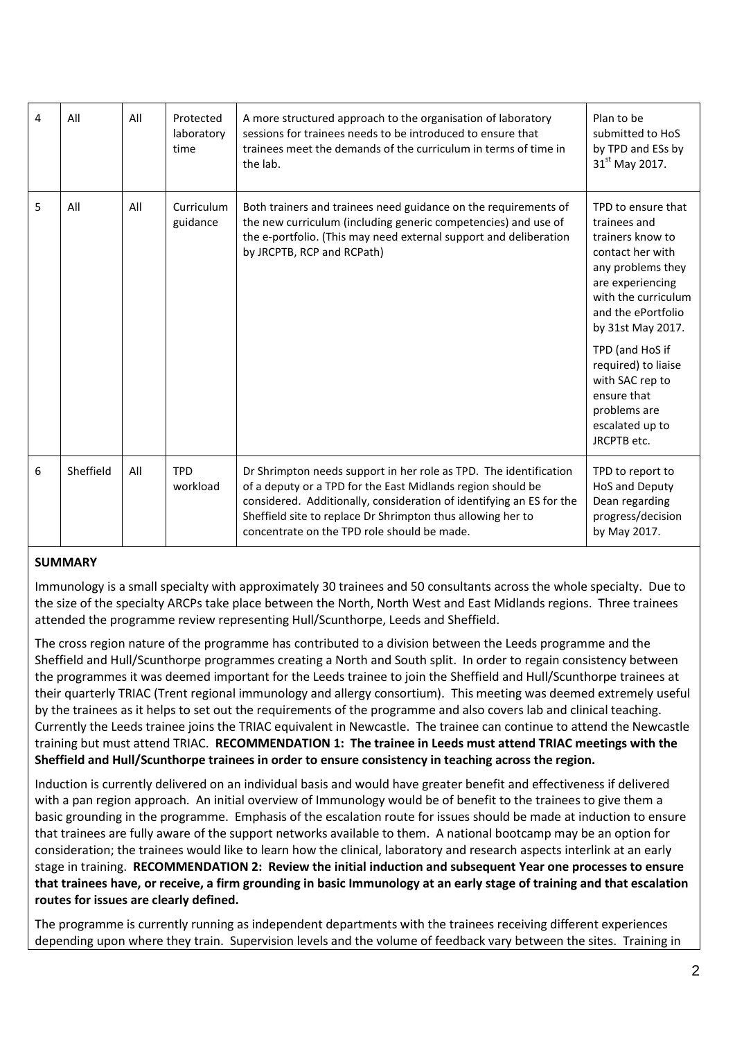| 4 | All | All | Protected laboratory time | A more structured approach to the organisation of laboratory sessions for trainees needs to be introduced to ensure that trainees meet the demands of the curriculum in terms of time in the lab. | Plan to be submitted to HoS by TPD and ESs by 31st May 2017. |
|---|---|---|---|---|---|
| 5 | All | All | Curriculum guidance | Both trainers and trainees need guidance on the requirements of the new curriculum (including generic competencies) and use of the e-portfolio. (This may need external support and deliberation by JRCPTB, RCP and RCPath) | TPD to ensure that trainees and trainers know to contact her with any problems they are experiencing with the curriculum and the ePortfolio by 31st May 2017.<br><br>TPD (and HoS if required) to liaise with SAC rep to ensure that problems are escalated up to JRCPTB etc. |
| 6 | Sheffield | All | TPD workload | Dr Shrimpton needs support in her role as TPD. The identification of a deputy or a TPD for the East Midlands region should be considered. Additionally, consideration of identifying an ES for the Sheffield site to replace Dr Shrimpton thus allowing her to concentrate on the TPD role should be made. | TPD to report to HoS and Deputy Dean regarding progress/decision by May 2017. |

**SUMMARY**

Immunology is a small specialty with approximately 30 trainees and 50 consultants across the whole specialty. Due to the size of the specialty ARCPs take place between the North, North West and East Midlands regions. Three trainees attended the programme review representing Hull/Scunthorpe, Leeds and Sheffield.

The cross region nature of the programme has contributed to a division between the Leeds programme and the Sheffield and Hull/Scunthorpe programmes creating a North and South split. In order to regain consistency between the programmes it was deemed important for the Leeds trainee to join the Sheffield and Hull/Scunthorpe trainees at their quarterly TRIAC (Trent regional immunology and allergy consortium). This meeting was deemed extremely useful by the trainees as it helps to set out the requirements of the programme and also covers lab and clinical teaching. Currently the Leeds trainee joins the TRIAC equivalent in Newcastle. The trainee can continue to attend the Newcastle training but must attend TRIAC. **RECOMMENDATION 1: The trainee in Leeds must attend TRIAC meetings with the Sheffield and Hull/Scunthorpe trainees in order to ensure consistency in teaching across the region.**

Induction is currently delivered on an individual basis and would have greater benefit and effectiveness if delivered with a pan region approach. An initial overview of Immunology would be of benefit to the trainees to give them a basic grounding in the programme. Emphasis of the escalation route for issues should be made at induction to ensure that trainees are fully aware of the support networks available to them. A national bootcamp may be an option for consideration; the trainees would like to learn how the clinical, laboratory and research aspects interlink at an early stage in training. **RECOMMENDATION 2: Review the initial induction and subsequent Year one processes to ensure that trainees have, or receive, a firm grounding in basic Immunology at an early stage of training and that escalation routes for issues are clearly defined.**

The programme is currently running as independent departments with the trainees receiving different experiences depending upon where they train. Supervision levels and the volume of feedback vary between the sites. Training in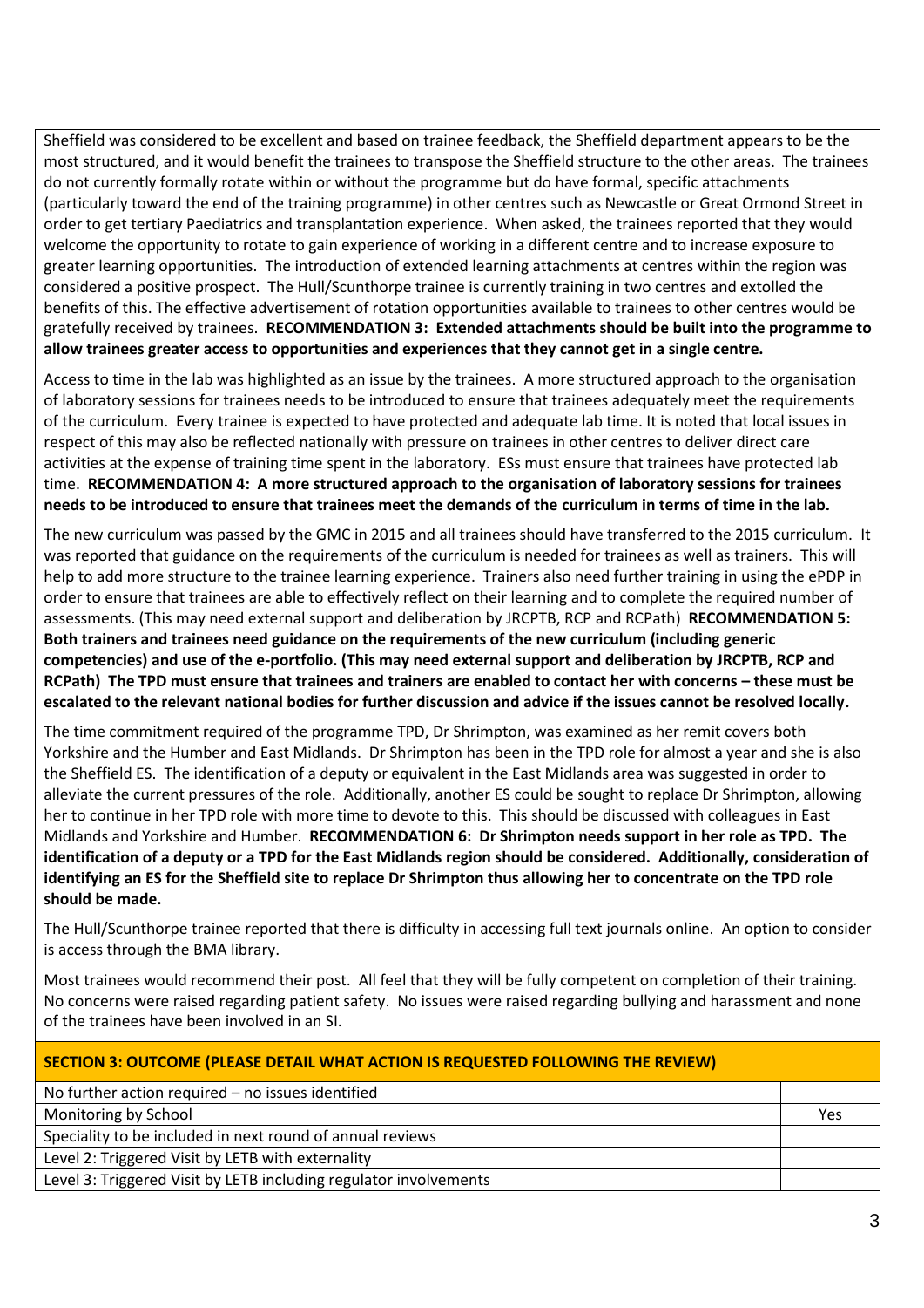Sheffield was considered to be excellent and based on trainee feedback, the Sheffield department appears to be the most structured, and it would benefit the trainees to transpose the Sheffield structure to the other areas. The trainees do not currently formally rotate within or without the programme but do have formal, specific attachments (particularly toward the end of the training programme) in other centres such as Newcastle or Great Ormond Street in order to get tertiary Paediatrics and transplantation experience. When asked, the trainees reported that they would welcome the opportunity to rotate to gain experience of working in a different centre and to increase exposure to greater learning opportunities. The introduction of extended learning attachments at centres within the region was considered a positive prospect. The Hull/Scunthorpe trainee is currently training in two centres and extolled the benefits of this. The effective advertisement of rotation opportunities available to trainees to other centres would be gratefully received by trainees. **RECOMMENDATION 3: Extended attachments should be built into the programme to allow trainees greater access to opportunities and experiences that they cannot get in a single centre.**

Access to time in the lab was highlighted as an issue by the trainees. A more structured approach to the organisation of laboratory sessions for trainees needs to be introduced to ensure that trainees adequately meet the requirements of the curriculum. Every trainee is expected to have protected and adequate lab time. It is noted that local issues in respect of this may also be reflected nationally with pressure on trainees in other centres to deliver direct care activities at the expense of training time spent in the laboratory. ESs must ensure that trainees have protected lab time. **RECOMMENDATION 4: A more structured approach to the organisation of laboratory sessions for trainees needs to be introduced to ensure that trainees meet the demands of the curriculum in terms of time in the lab.**

The new curriculum was passed by the GMC in 2015 and all trainees should have transferred to the 2015 curriculum. It was reported that guidance on the requirements of the curriculum is needed for trainees as well as trainers. This will help to add more structure to the trainee learning experience. Trainers also need further training in using the ePDP in order to ensure that trainees are able to effectively reflect on their learning and to complete the required number of assessments. (This may need external support and deliberation by JRCPTB, RCP and RCPath) **RECOMMENDATION 5: Both trainers and trainees need guidance on the requirements of the new curriculum (including generic competencies) and use of the e-portfolio. (This may need external support and deliberation by JRCPTB, RCP and RCPath) The TPD must ensure that trainees and trainers are enabled to contact her with concerns – these must be escalated to the relevant national bodies for further discussion and advice if the issues cannot be resolved locally.**

The time commitment required of the programme TPD, Dr Shrimpton, was examined as her remit covers both Yorkshire and the Humber and East Midlands. Dr Shrimpton has been in the TPD role for almost a year and she is also the Sheffield ES. The identification of a deputy or equivalent in the East Midlands area was suggested in order to alleviate the current pressures of the role. Additionally, another ES could be sought to replace Dr Shrimpton, allowing her to continue in her TPD role with more time to devote to this. This should be discussed with colleagues in East Midlands and Yorkshire and Humber. **RECOMMENDATION 6: Dr Shrimpton needs support in her role as TPD. The identification of a deputy or a TPD for the East Midlands region should be considered. Additionally, consideration of identifying an ES for the Sheffield site to replace Dr Shrimpton thus allowing her to concentrate on the TPD role should be made.**

The Hull/Scunthorpe trainee reported that there is difficulty in accessing full text journals online. An option to consider is access through the BMA library.

Most trainees would recommend their post. All feel that they will be fully competent on completion of their training. No concerns were raised regarding patient safety. No issues were raised regarding bullying and harassment and none of the trainees have been involved in an SI.

| SECTION 3: OUTCOME (PLEASE DETAIL WHAT ACTION IS REQUESTED FOLLOWING THE REVIEW) | |
|---|---|
| No further action required – no issues identified | |
| Monitoring by School | Yes |
| Speciality to be included in next round of annual reviews | |
| Level 2: Triggered Visit by LETB with externality | |
| Level 3: Triggered Visit by LETB including regulator involvements | |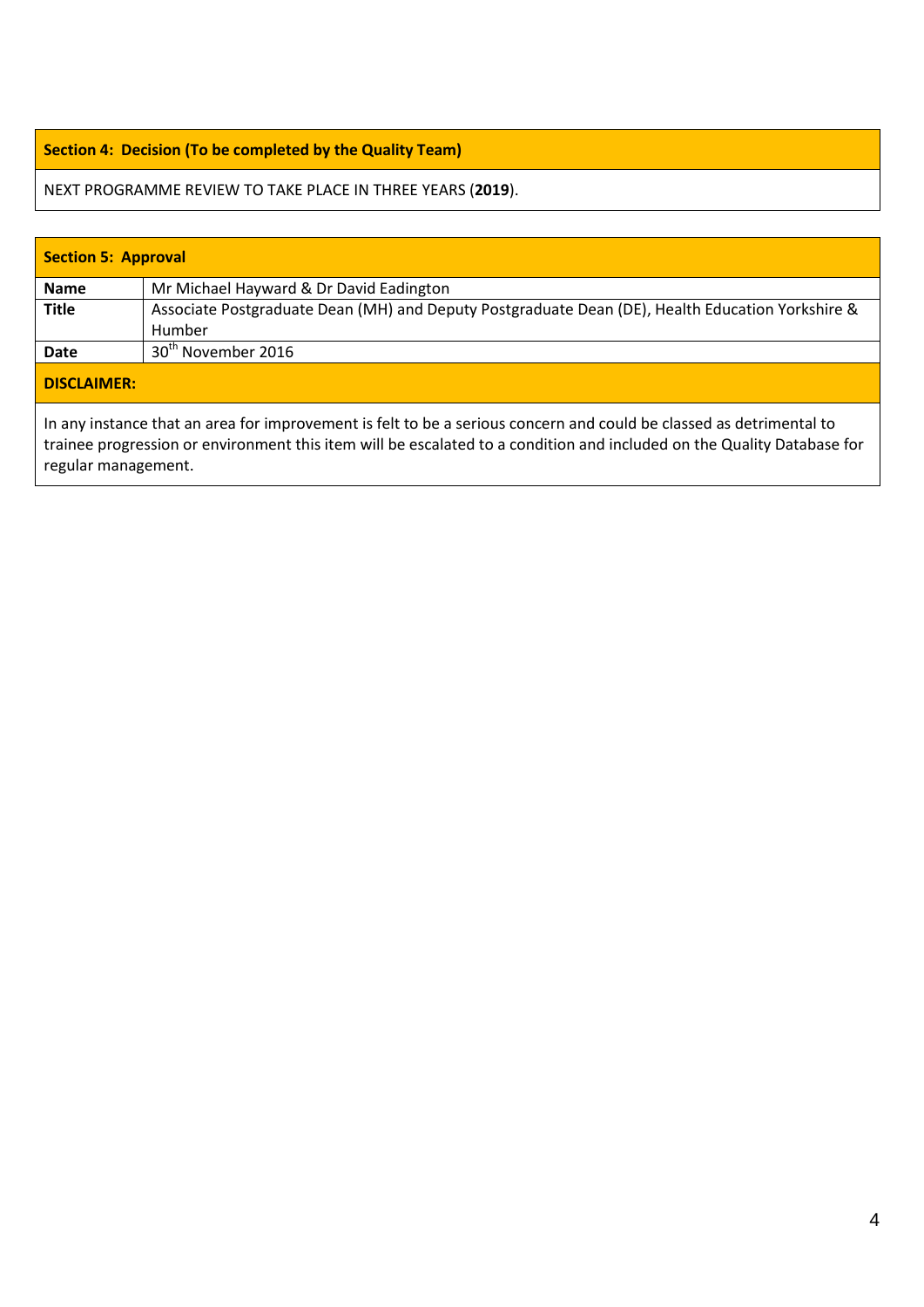| Section 4: Decision (To be completed by the Quality Team) |
|---|
| NEXT PROGRAMME REVIEW TO TAKE PLACE IN THREE YEARS (**2019**). |

| Section 5: Approval | |
|---|---|
| **Name** | Mr Michael Hayward & Dr David Eadington |
| **Title** | Associate Postgraduate Dean (MH) and Deputy Postgraduate Dean (DE), Health Education Yorkshire & Humber |
| **Date** | 30th November 2016 |
| **DISCLAIMER:** | |
| In any instance that an area for improvement is felt to be a serious concern and could be classed as detrimental to trainee progression or environment this item will be escalated to a condition and included on the Quality Database for regular management. | |